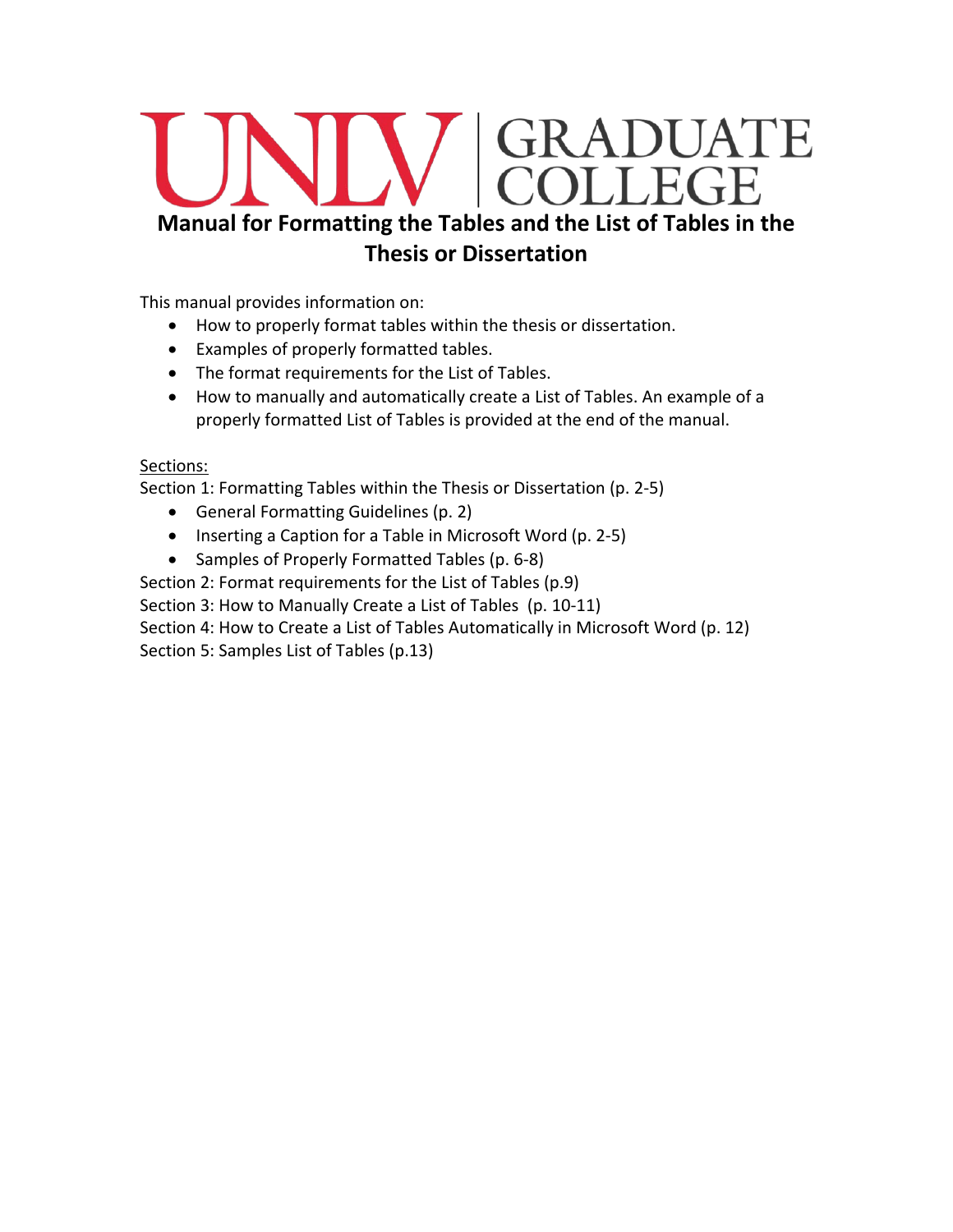UNLV | GRADUATE COLLEGE

# Manual for Formatting the Tables and the List of Tables in the Thesis or Dissertation

This manual provides information on:

- How to properly format tables within the thesis or dissertation.
- Examples of properly formatted tables.
- The format requirements for the List of Tables.
- How to manually and automatically create a List of Tables. An example of a properly formatted List of Tables is provided at the end of the manual.

Sections:

Section 1: Formatting Tables within the Thesis or Dissertation (p. 2-5)

- General Formatting Guidelines (p. 2)
- Inserting a Caption for a Table in Microsoft Word (p. 2-5)
- Samples of Properly Formatted Tables (p. 6-8)

Section 2: Format requirements for the List of Tables (p.9)

Section 3: How to Manually Create a List of Tables (p. 10-11)

Section 4: How to Create a List of Tables Automatically in Microsoft Word (p. 12)

Section 5: Samples List of Tables (p.13)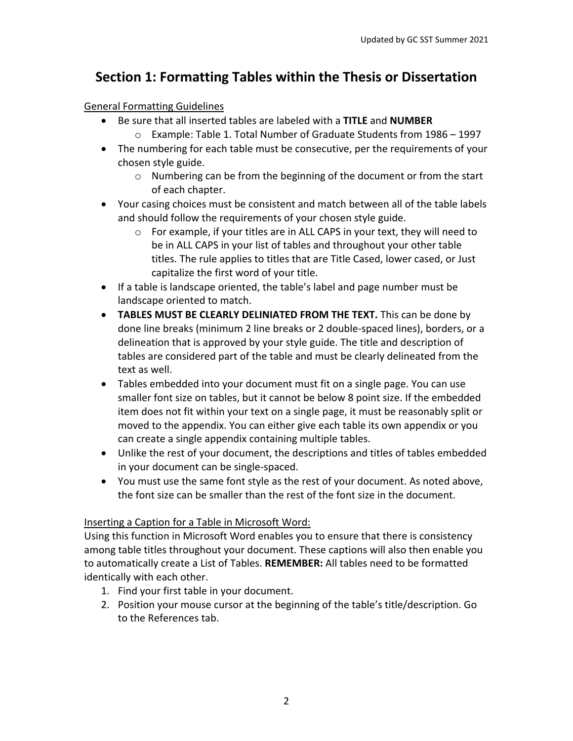## Section 1: Formatting Tables within the Thesis or Dissertation

General Formatting Guidelines

- Be sure that all inserted tables are labeled with a **TITLE** and **NUMBER**
  - Example: Table 1. Total Number of Graduate Students from 1986 – 1997
- The numbering for each table must be consecutive, per the requirements of your chosen style guide.
  - Numbering can be from the beginning of the document or from the start of each chapter.
- Your casing choices must be consistent and match between all of the table labels and should follow the requirements of your chosen style guide.
  - For example, if your titles are in ALL CAPS in your text, they will need to be in ALL CAPS in your list of tables and throughout your other table titles. The rule applies to titles that are Title Cased, lower cased, or Just capitalize the first word of your title.
- If a table is landscape oriented, the table's label and page number must be landscape oriented to match.
- **TABLES MUST BE CLEARLY DELINIATED FROM THE TEXT.** This can be done by done line breaks (minimum 2 line breaks or 2 double-spaced lines), borders, or a delineation that is approved by your style guide. The title and description of tables are considered part of the table and must be clearly delineated from the text as well.
- Tables embedded into your document must fit on a single page. You can use smaller font size on tables, but it cannot be below 8 point size. If the embedded item does not fit within your text on a single page, it must be reasonably split or moved to the appendix. You can either give each table its own appendix or you can create a single appendix containing multiple tables.
- Unlike the rest of your document, the descriptions and titles of tables embedded in your document can be single-spaced.
- You must use the same font style as the rest of your document. As noted above, the font size can be smaller than the rest of the font size in the document.

Inserting a Caption for a Table in Microsoft Word:

Using this function in Microsoft Word enables you to ensure that there is consistency among table titles throughout your document. These captions will also then enable you to automatically create a List of Tables. **REMEMBER:** All tables need to be formatted identically with each other.

1. Find your first table in your document.
2. Position your mouse cursor at the beginning of the table's title/description. Go to the References tab.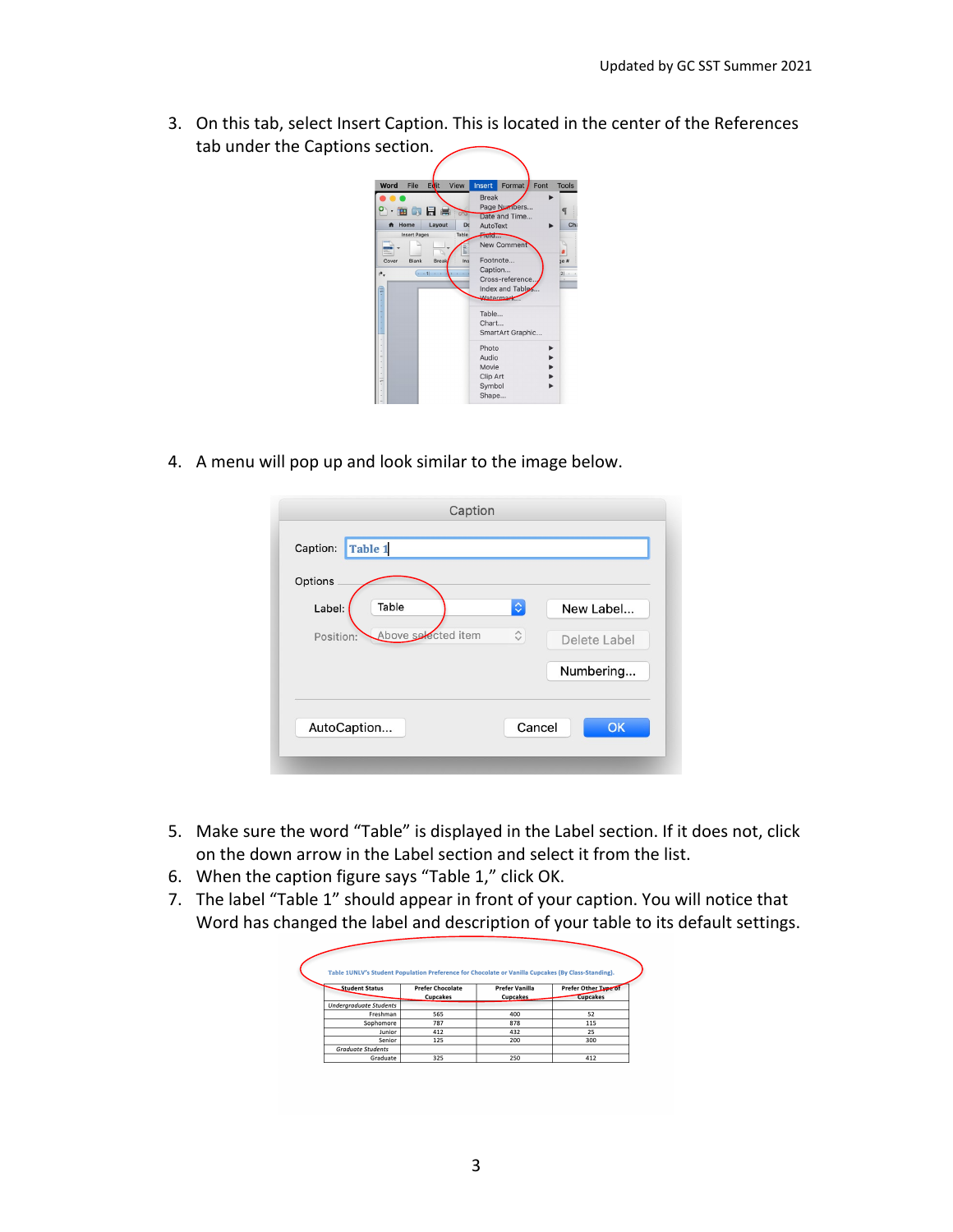3. On this tab, select Insert Caption. This is located in the center of the References tab under the Captions section.

4. A menu will pop up and look similar to the image below.

5. Make sure the word "Table" is displayed in the Label section. If it does not, click on the down arrow in the Label section and select it from the list.
6. When the caption figure says "Table 1," click OK.
7. The label "Table 1" should appear in front of your caption. You will notice that Word has changed the label and description of your table to its default settings.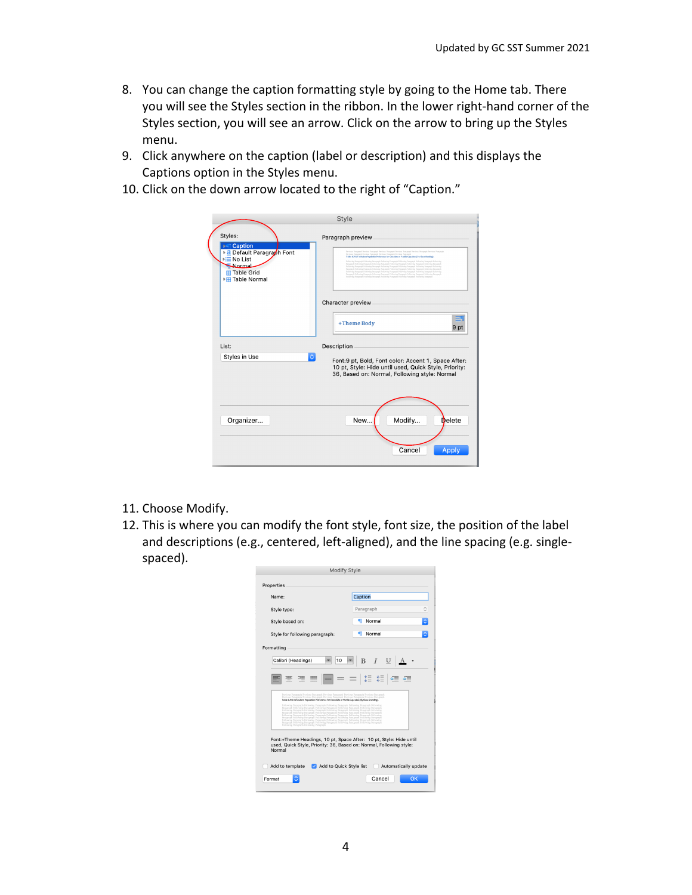8. You can change the caption formatting style by going to the Home tab. There you will see the Styles section in the ribbon. In the lower right-hand corner of the Styles section, you will see an arrow. Click on the arrow to bring up the Styles menu.
9. Click anywhere on the caption (label or description) and this displays the Captions option in the Styles menu.
10. Click on the down arrow located to the right of "Caption."

11. Choose Modify.
12. This is where you can modify the font style, font size, the position of the label and descriptions (e.g., centered, left-aligned), and the line spacing (e.g. single-spaced).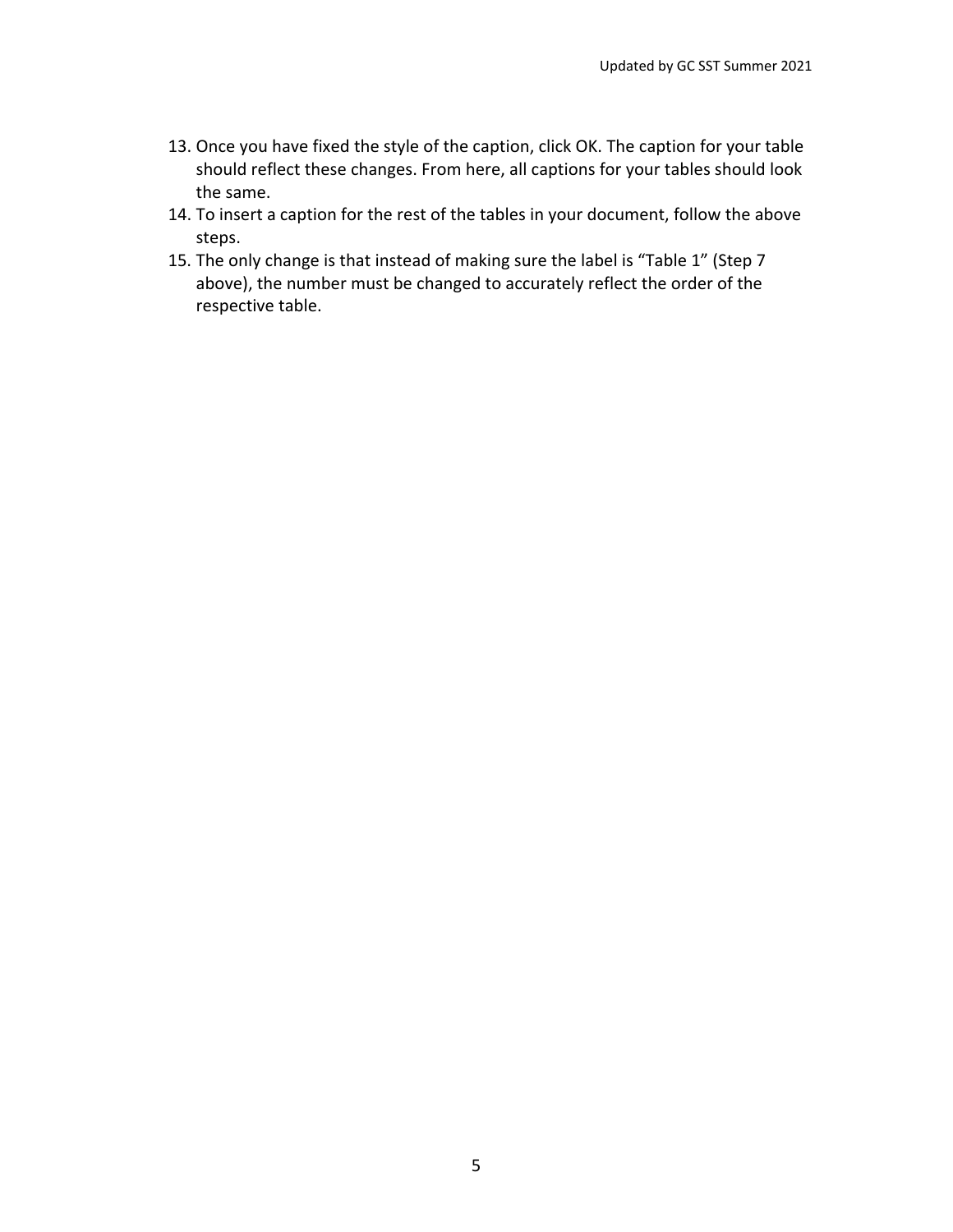13. Once you have fixed the style of the caption, click OK. The caption for your table should reflect these changes. From here, all captions for your tables should look the same.
14. To insert a caption for the rest of the tables in your document, follow the above steps.
15. The only change is that instead of making sure the label is “Table 1” (Step 7 above), the number must be changed to accurately reflect the order of the respective table.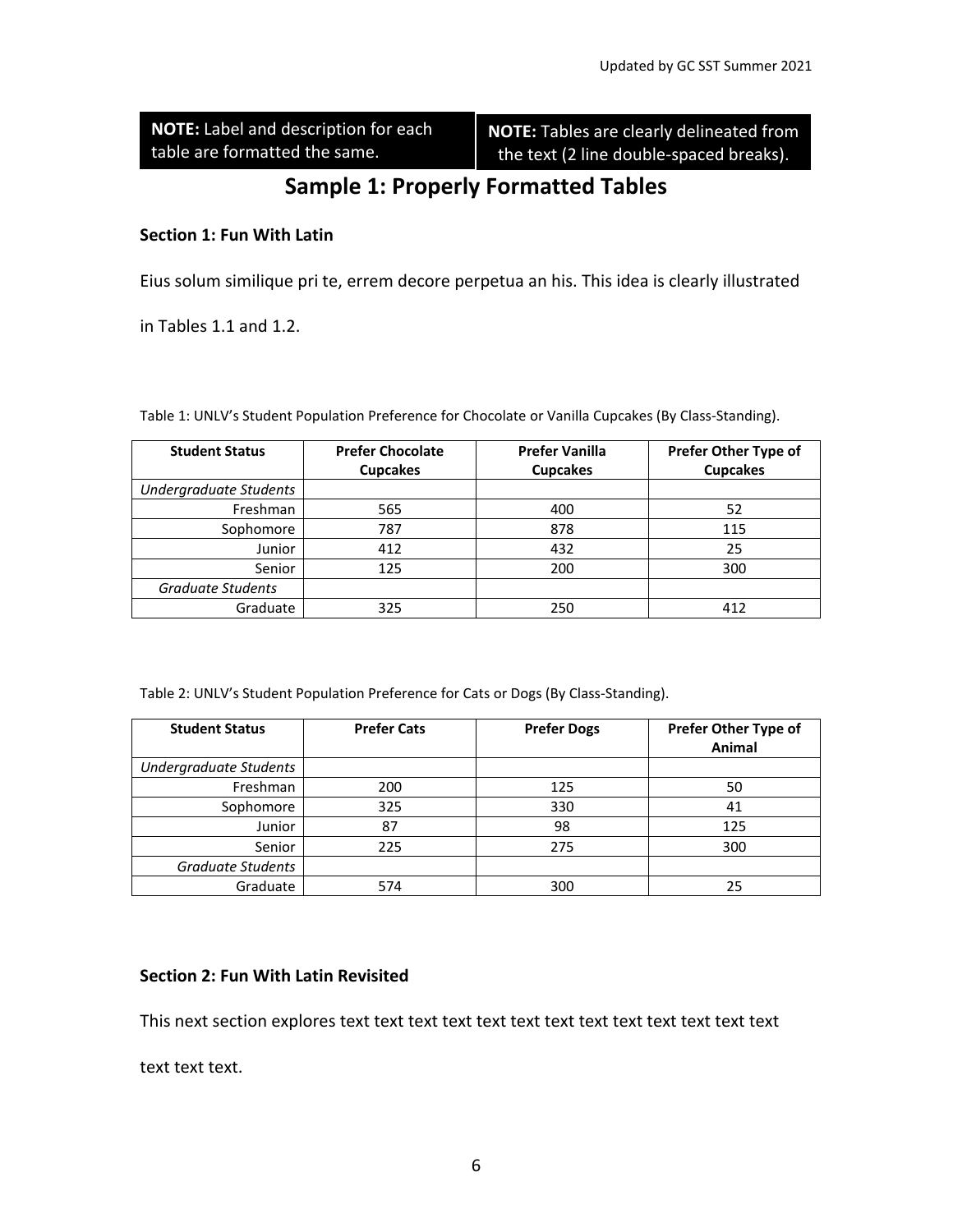**NOTE:** Label and description for each table are formatted the same.

**NOTE:** Tables are clearly delineated from the text (2 line double-spaced breaks).

## Sample 1: Properly Formatted Tables

### Section 1: Fun With Latin

Eius solum similique pri te, errem decore perpetua an his. This idea is clearly illustrated in Tables 1.1 and 1.2.

Table 1: UNLV's Student Population Preference for Chocolate or Vanilla Cupcakes (By Class-Standing).

| Student Status | Prefer Chocolate Cupcakes | Prefer Vanilla Cupcakes | Prefer Other Type of Cupcakes |
|---|---|---|---|
| *Undergraduate Students* | | | |
| Freshman | 565 | 400 | 52 |
| Sophomore | 787 | 878 | 115 |
| Junior | 412 | 432 | 25 |
| Senior | 125 | 200 | 300 |
| *Graduate Students* | | | |
| Graduate | 325 | 250 | 412 |

Table 2: UNLV's Student Population Preference for Cats or Dogs (By Class-Standing).

| Student Status | Prefer Cats | Prefer Dogs | Prefer Other Type of Animal |
|---|---|---|---|
| *Undergraduate Students* | | | |
| Freshman | 200 | 125 | 50 |
| Sophomore | 325 | 330 | 41 |
| Junior | 87 | 98 | 125 |
| Senior | 225 | 275 | 300 |
| *Graduate Students* | | | |
| Graduate | 574 | 300 | 25 |

### Section 2: Fun With Latin Revisited

This next section explores text text text text text text text text text text text text text text text text.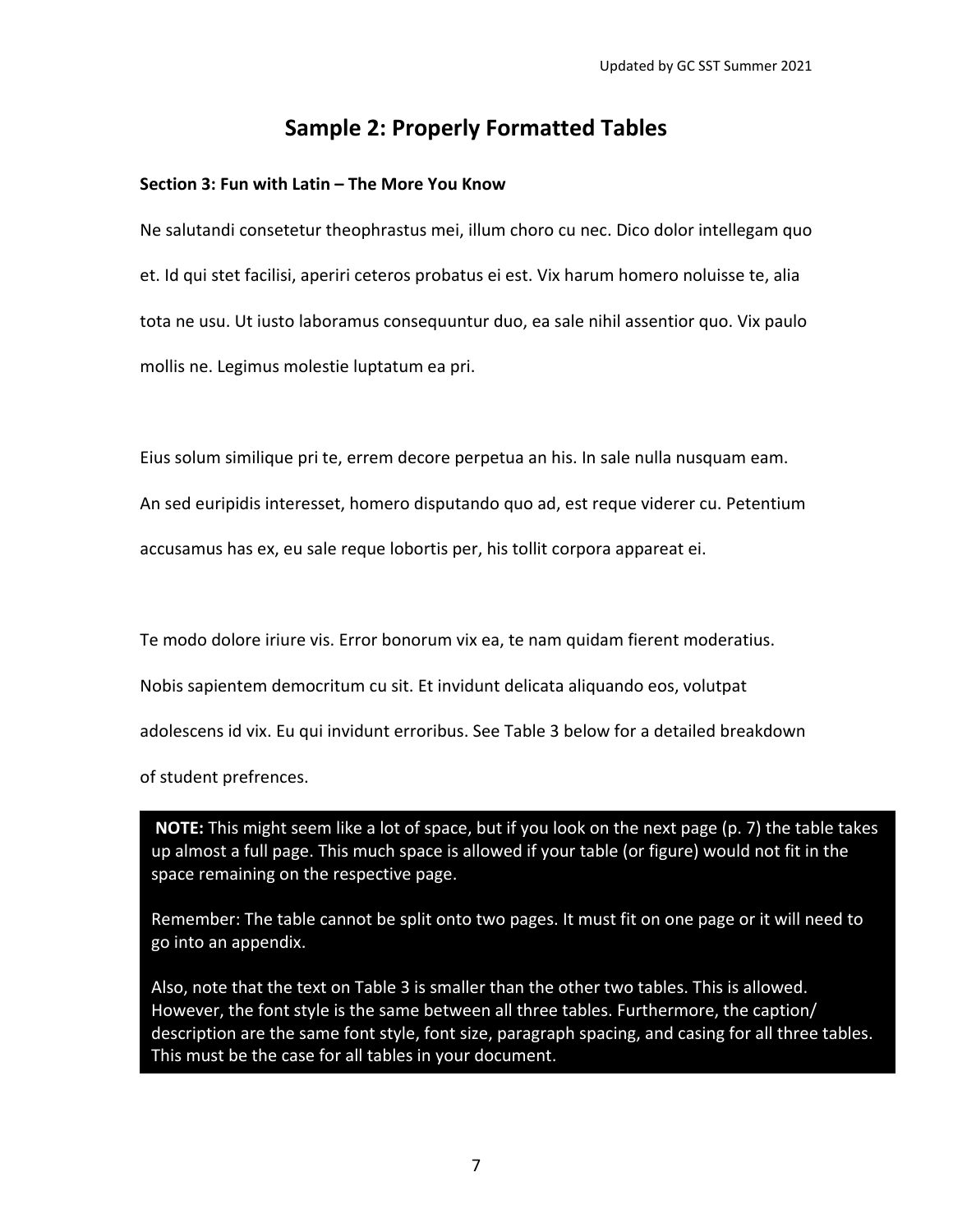# Sample 2: Properly Formatted Tables

**Section 3: Fun with Latin – The More You Know**

Ne salutandi consetetur theophrastus mei, illum choro cu nec. Dico dolor intellegam quo et. Id qui stet facilisi, aperiri ceteros probatus ei est. Vix harum homero noluisse te, alia tota ne usu. Ut iusto laboramus consequuntur duo, ea sale nihil assentior quo. Vix paulo mollis ne. Legimus molestie luptatum ea pri.

Eius solum similique pri te, errem decore perpetua an his. In sale nulla nusquam eam. An sed euripidis interesset, homero disputando quo ad, est reque viderer cu. Petentium accusamus has ex, eu sale reque lobortis per, his tollit corpora appareat ei.

Te modo dolore iriure vis. Error bonorum vix ea, te nam quidam fierent moderatius. Nobis sapientem democritum cu sit. Et invidunt delicata aliquando eos, volutpat adolescens id vix. Eu qui invidunt erroribus. See Table 3 below for a detailed breakdown of student prefrences.

> **NOTE:** This might seem like a lot of space, but if you look on the next page (p. 7) the table takes up almost a full page. This much space is allowed if your table (or figure) would not fit in the space remaining on the respective page.
>
> Remember: The table cannot be split onto two pages. It must fit on one page or it will need to go into an appendix.
>
> Also, note that the text on Table 3 is smaller than the other two tables. This is allowed. However, the font style is the same between all three tables. Furthermore, the caption/ description are the same font style, font size, paragraph spacing, and casing for all three tables. This must be the case for all tables in your document.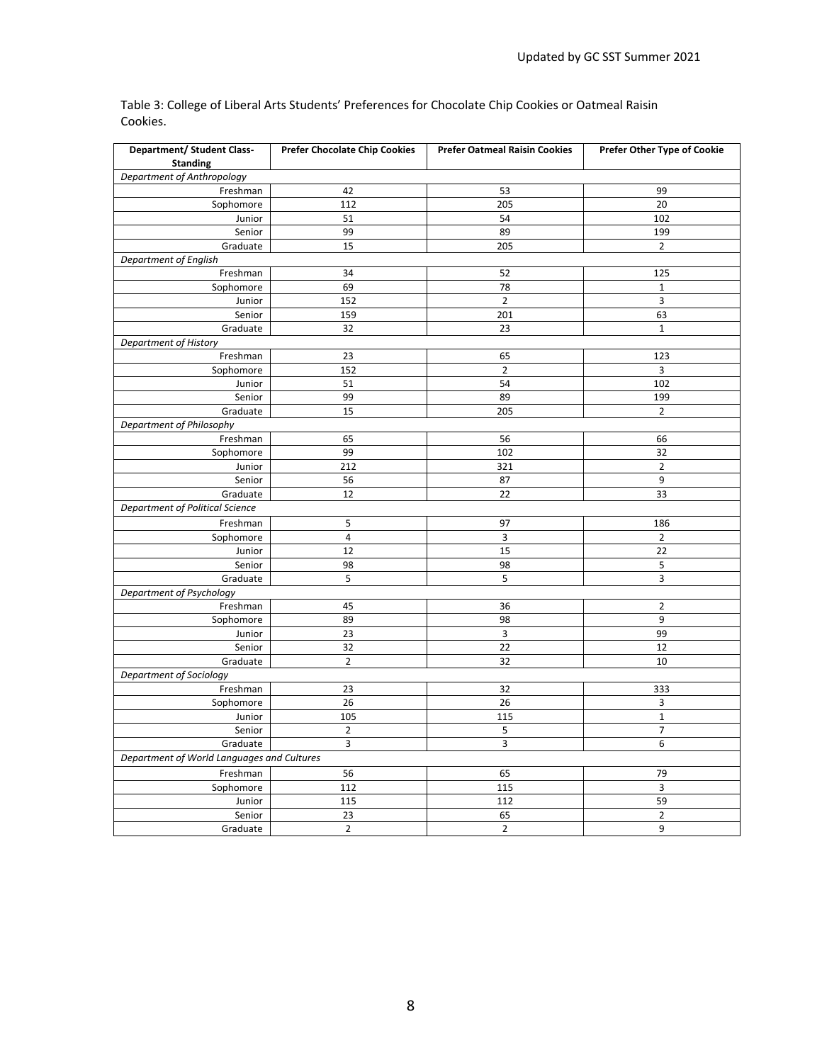Table 3: College of Liberal Arts Students' Preferences for Chocolate Chip Cookies or Oatmeal Raisin Cookies.

| Department/ Student Class-Standing | Prefer Chocolate Chip Cookies | Prefer Oatmeal Raisin Cookies | Prefer Other Type of Cookie |
|---|---|---|---|
| *Department of Anthropology* | | | |
| Freshman | 42 | 53 | 99 |
| Sophomore | 112 | 205 | 20 |
| Junior | 51 | 54 | 102 |
| Senior | 99 | 89 | 199 |
| Graduate | 15 | 205 | 2 |
| *Department of English* | | | |
| Freshman | 34 | 52 | 125 |
| Sophomore | 69 | 78 | 1 |
| Junior | 152 | 2 | 3 |
| Senior | 159 | 201 | 63 |
| Graduate | 32 | 23 | 1 |
| *Department of History* | | | |
| Freshman | 23 | 65 | 123 |
| Sophomore | 152 | 2 | 3 |
| Junior | 51 | 54 | 102 |
| Senior | 99 | 89 | 199 |
| Graduate | 15 | 205 | 2 |
| *Department of Philosophy* | | | |
| Freshman | 65 | 56 | 66 |
| Sophomore | 99 | 102 | 32 |
| Junior | 212 | 321 | 2 |
| Senior | 56 | 87 | 9 |
| Graduate | 12 | 22 | 33 |
| *Department of Political Science* | | | |
| Freshman | 5 | 97 | 186 |
| Sophomore | 4 | 3 | 2 |
| Junior | 12 | 15 | 22 |
| Senior | 98 | 98 | 5 |
| Graduate | 5 | 5 | 3 |
| *Department of Psychology* | | | |
| Freshman | 45 | 36 | 2 |
| Sophomore | 89 | 98 | 9 |
| Junior | 23 | 3 | 99 |
| Senior | 32 | 22 | 12 |
| Graduate | 2 | 32 | 10 |
| *Department of Sociology* | | | |
| Freshman | 23 | 32 | 333 |
| Sophomore | 26 | 26 | 3 |
| Junior | 105 | 115 | 1 |
| Senior | 2 | 5 | 7 |
| Graduate | 3 | 3 | 6 |
| *Department of World Languages and Cultures* | | | |
| Freshman | 56 | 65 | 79 |
| Sophomore | 112 | 115 | 3 |
| Junior | 115 | 112 | 59 |
| Senior | 23 | 65 | 2 |
| Graduate | 2 | 2 | 9 |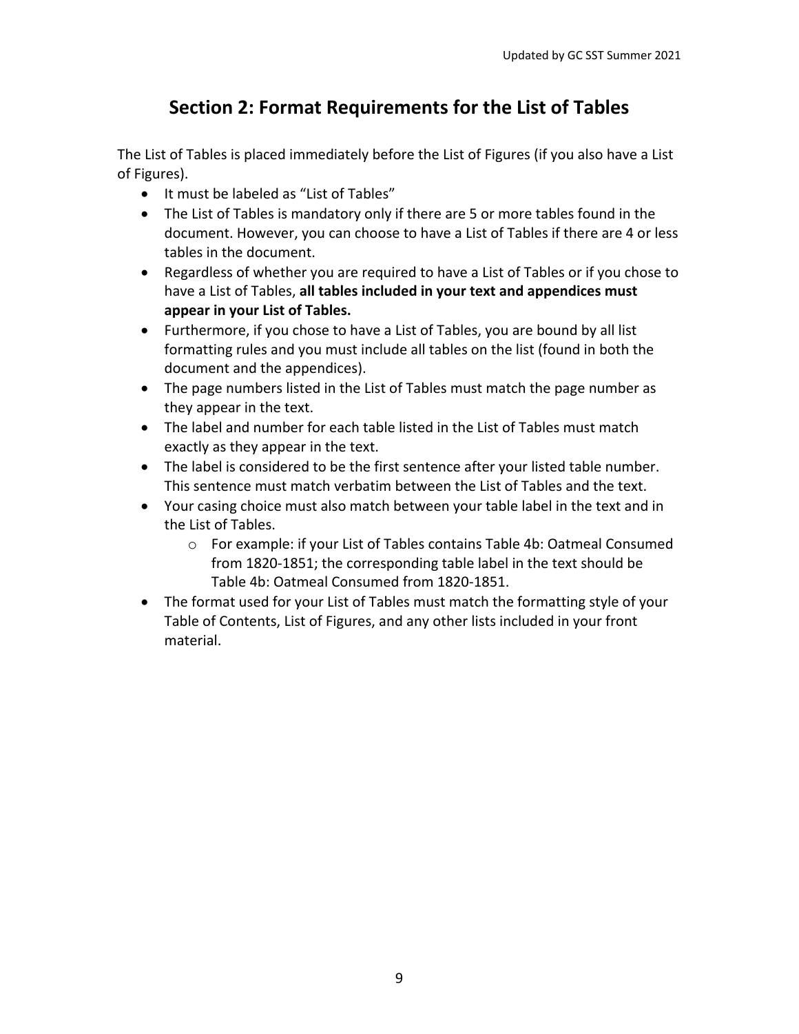## Section 2: Format Requirements for the List of Tables

The List of Tables is placed immediately before the List of Figures (if you also have a List of Figures).

- It must be labeled as "List of Tables"
- The List of Tables is mandatory only if there are 5 or more tables found in the document. However, you can choose to have a List of Tables if there are 4 or less tables in the document.
- Regardless of whether you are required to have a List of Tables or if you chose to have a List of Tables, **all tables included in your text and appendices must appear in your List of Tables.**
- Furthermore, if you chose to have a List of Tables, you are bound by all list formatting rules and you must include all tables on the list (found in both the document and the appendices).
- The page numbers listed in the List of Tables must match the page number as they appear in the text.
- The label and number for each table listed in the List of Tables must match exactly as they appear in the text.
- The label is considered to be the first sentence after your listed table number. This sentence must match verbatim between the List of Tables and the text.
- Your casing choice must also match between your table label in the text and in the List of Tables.
    - For example: if your List of Tables contains Table 4b: Oatmeal Consumed from 1820-1851; the corresponding table label in the text should be Table 4b: Oatmeal Consumed from 1820-1851.
- The format used for your List of Tables must match the formatting style of your Table of Contents, List of Figures, and any other lists included in your front material.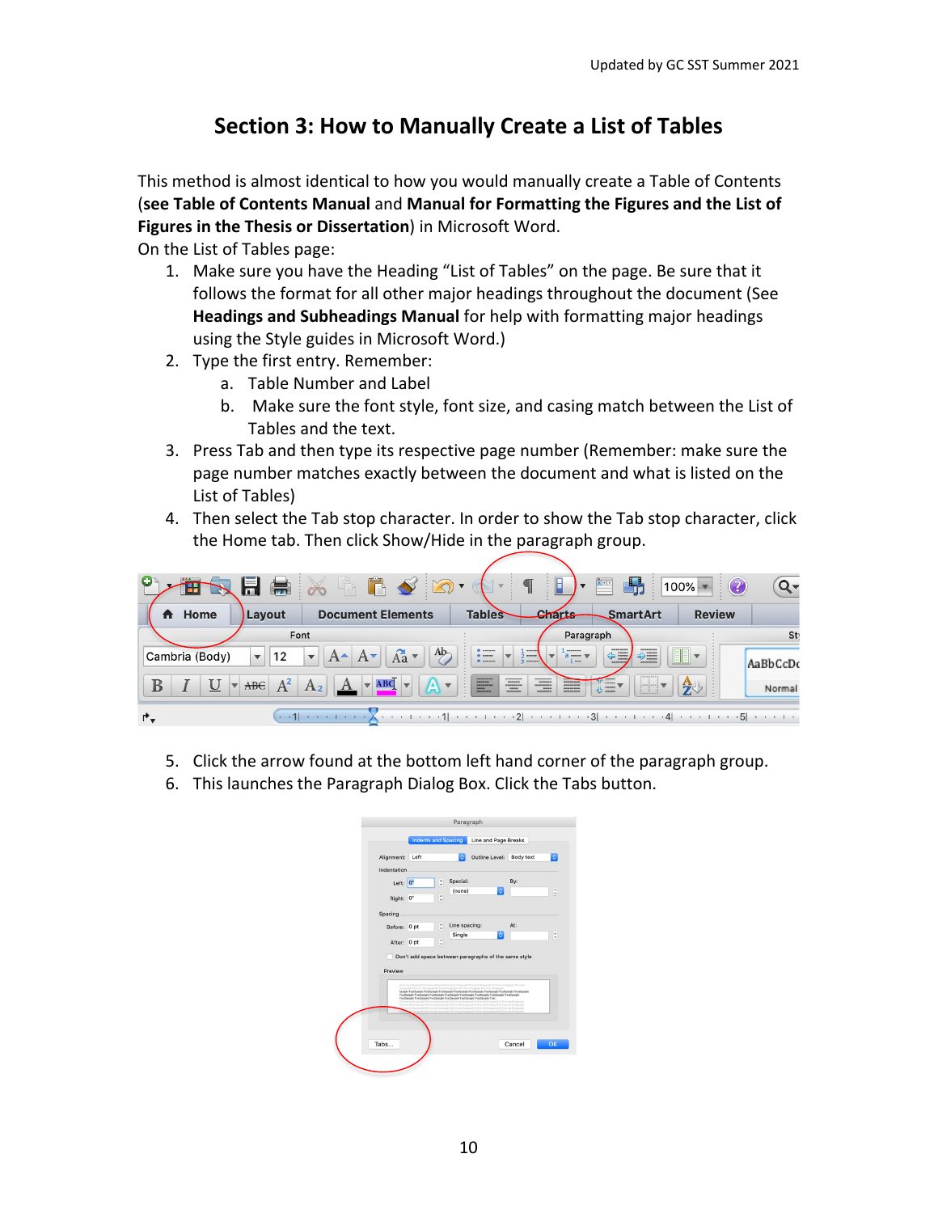## Section 3: How to Manually Create a List of Tables

This method is almost identical to how you would manually create a Table of Contents (**see Table of Contents Manual** and **Manual for Formatting the Figures and the List of Figures in the Thesis or Dissertation**) in Microsoft Word.

On the List of Tables page:

1. Make sure you have the Heading "List of Tables" on the page. Be sure that it follows the format for all other major headings throughout the document (See **Headings and Subheadings Manual** for help with formatting major headings using the Style guides in Microsoft Word.)
2. Type the first entry. Remember:
   a. Table Number and Label
   b. Make sure the font style, font size, and casing match between the List of Tables and the text.
3. Press Tab and then type its respective page number (Remember: make sure the page number matches exactly between the document and what is listed on the List of Tables)
4. Then select the Tab stop character. In order to show the Tab stop character, click the Home tab. Then click Show/Hide in the paragraph group.
5. Click the arrow found at the bottom left hand corner of the paragraph group.
6. This launches the Paragraph Dialog Box. Click the Tabs button.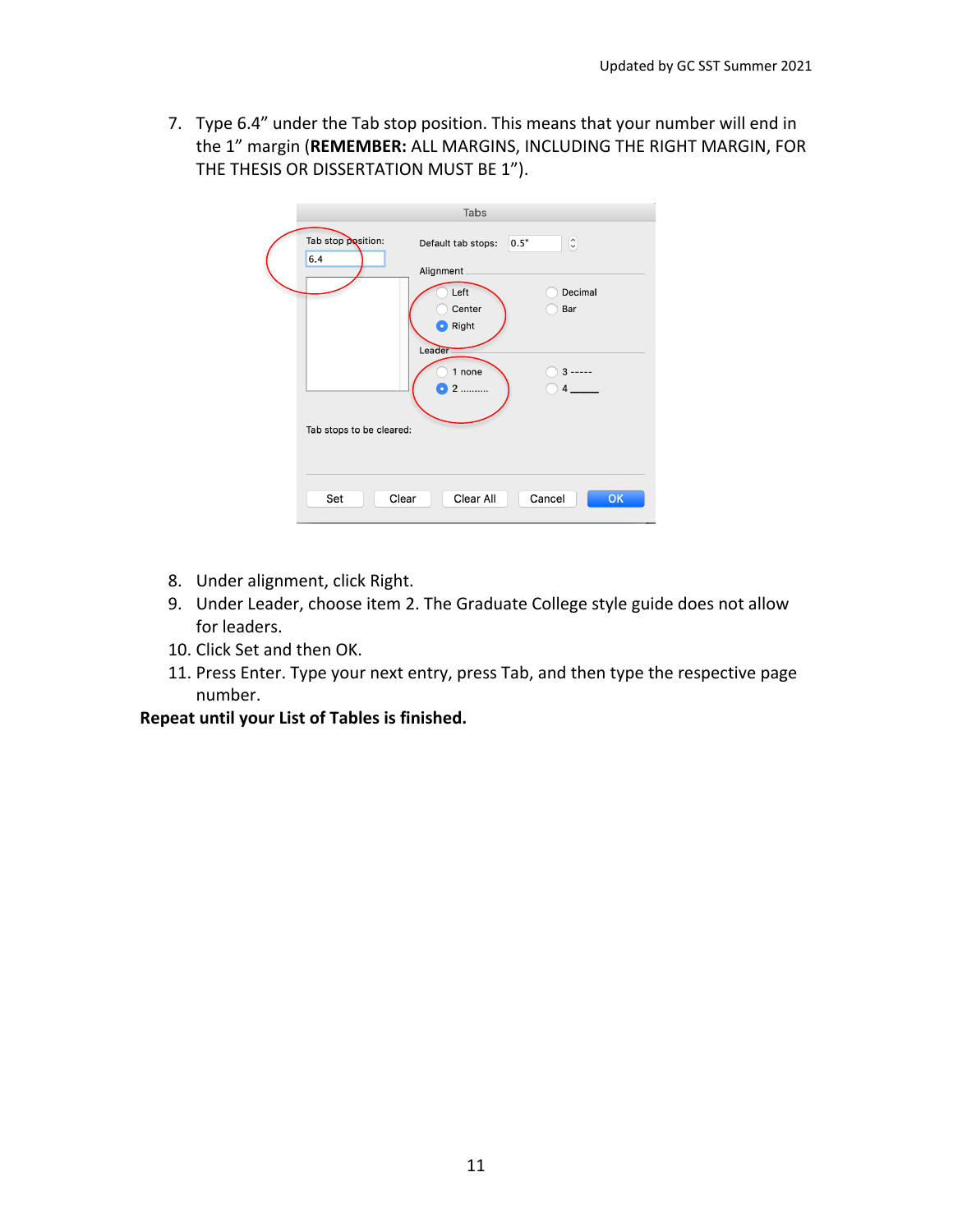7. Type 6.4" under the Tab stop position. This means that your number will end in the 1" margin (**REMEMBER:** ALL MARGINS, INCLUDING THE RIGHT MARGIN, FOR THE THESIS OR DISSERTATION MUST BE 1").

8. Under alignment, click Right.
9. Under Leader, choose item 2. The Graduate College style guide does not allow for leaders.
10. Click Set and then OK.
11. Press Enter. Type your next entry, press Tab, and then type the respective page number.

**Repeat until your List of Tables is finished.**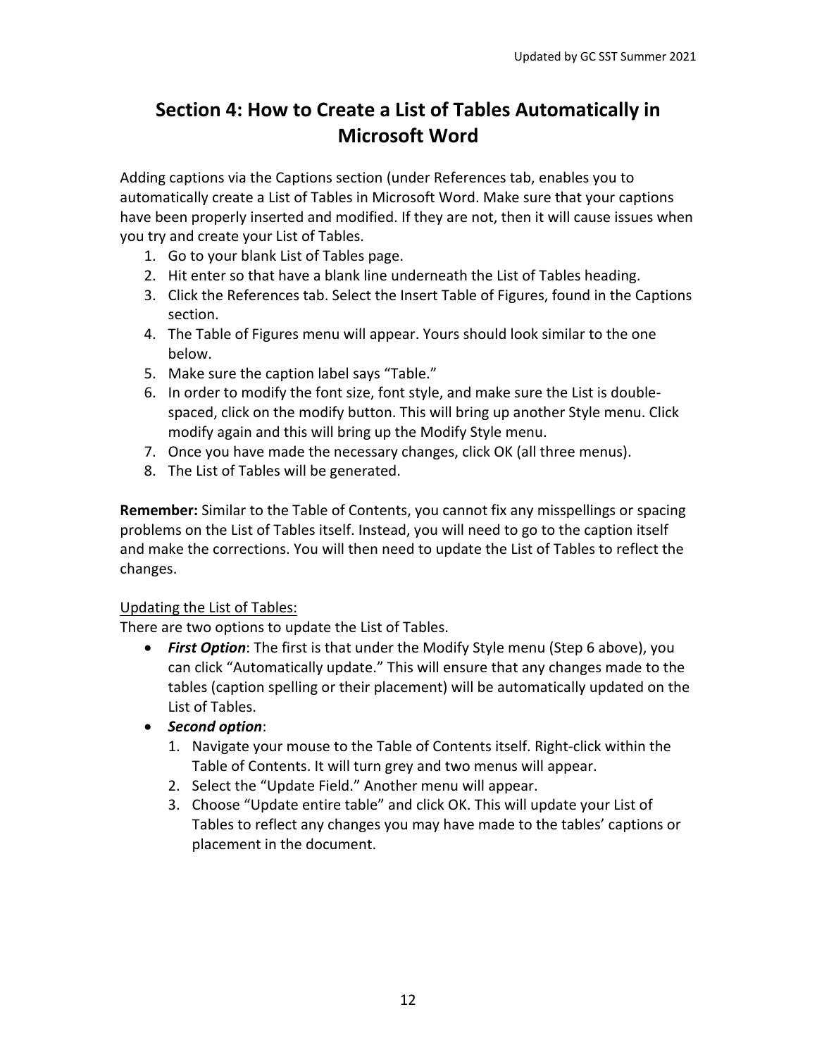# Section 4: How to Create a List of Tables Automatically in Microsoft Word

Adding captions via the Captions section (under References tab, enables you to automatically create a List of Tables in Microsoft Word. Make sure that your captions have been properly inserted and modified. If they are not, then it will cause issues when you try and create your List of Tables.

1. Go to your blank List of Tables page.
2. Hit enter so that have a blank line underneath the List of Tables heading.
3. Click the References tab. Select the Insert Table of Figures, found in the Captions section.
4. The Table of Figures menu will appear. Yours should look similar to the one below.
5. Make sure the caption label says "Table."
6. In order to modify the font size, font style, and make sure the List is double-spaced, click on the modify button. This will bring up another Style menu. Click modify again and this will bring up the Modify Style menu.
7. Once you have made the necessary changes, click OK (all three menus).
8. The List of Tables will be generated.

**Remember:** Similar to the Table of Contents, you cannot fix any misspellings or spacing problems on the List of Tables itself. Instead, you will need to go to the caption itself and make the corrections. You will then need to update the List of Tables to reflect the changes.

<u>Updating the List of Tables:</u>

There are two options to update the List of Tables.

- ***First Option***: The first is that under the Modify Style menu (Step 6 above), you can click "Automatically update." This will ensure that any changes made to the tables (caption spelling or their placement) will be automatically updated on the List of Tables.
- ***Second option***:
    1. Navigate your mouse to the Table of Contents itself. Right-click within the Table of Contents. It will turn grey and two menus will appear.
    2. Select the "Update Field." Another menu will appear.
    3. Choose "Update entire table" and click OK. This will update your List of Tables to reflect any changes you may have made to the tables' captions or placement in the document.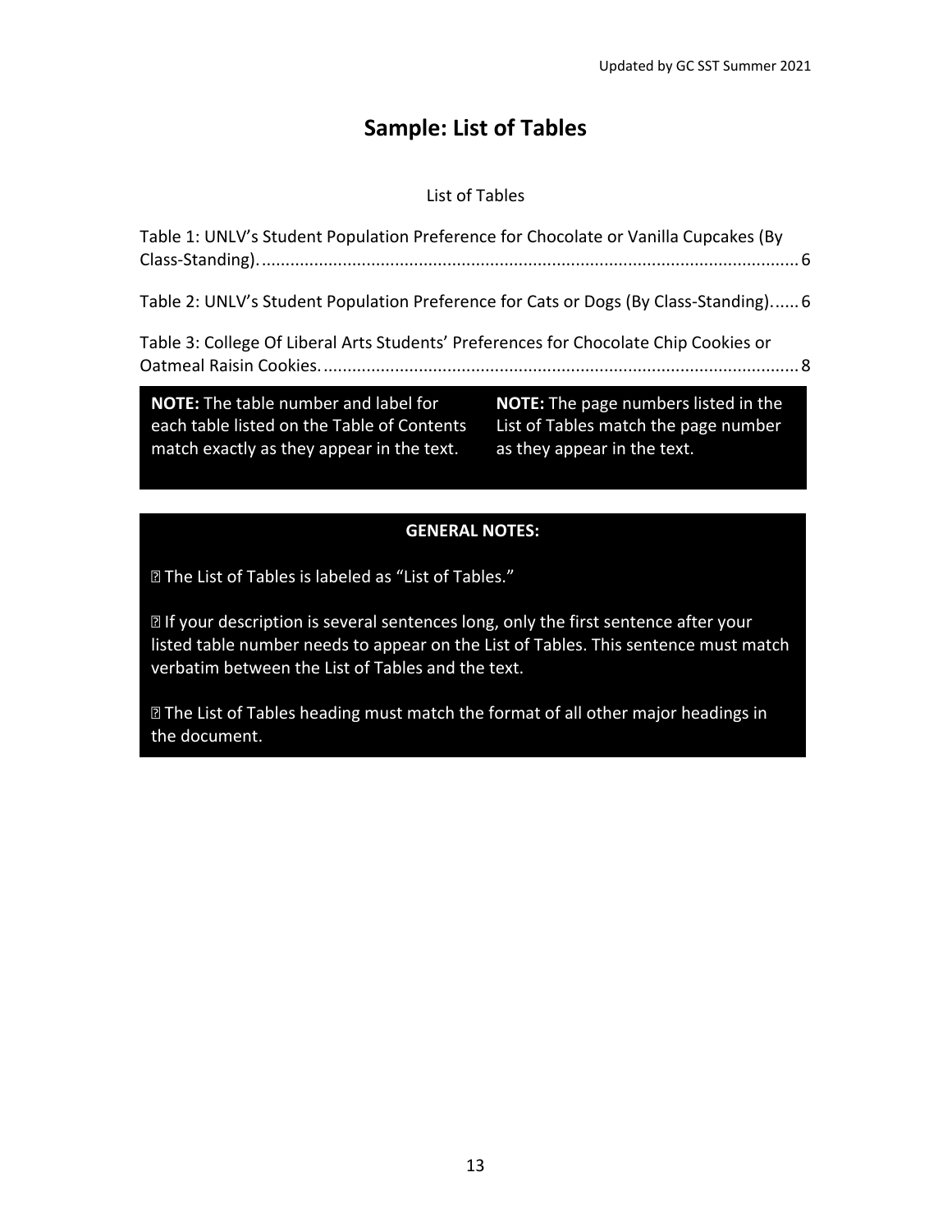# Sample: List of Tables

List of Tables

Table 1: UNLV's Student Population Preference for Chocolate or Vanilla Cupcakes (By Class-Standing)....................................................................................................................6

Table 2: UNLV's Student Population Preference for Cats or Dogs (By Class-Standing)......6

Table 3: College Of Liberal Arts Students' Preferences for Chocolate Chip Cookies or Oatmeal Raisin Cookies....................................................................................................8

**NOTE:** The table number and label for each table listed on the Table of Contents match exactly as they appear in the text.

**NOTE:** The page numbers listed in the List of Tables match the page number as they appear in the text.

**GENERAL NOTES:**

- The List of Tables is labeled as "List of Tables."
- If your description is several sentences long, only the first sentence after your listed table number needs to appear on the List of Tables. This sentence must match verbatim between the List of Tables and the text.
- The List of Tables heading must match the format of all other major headings in the document.